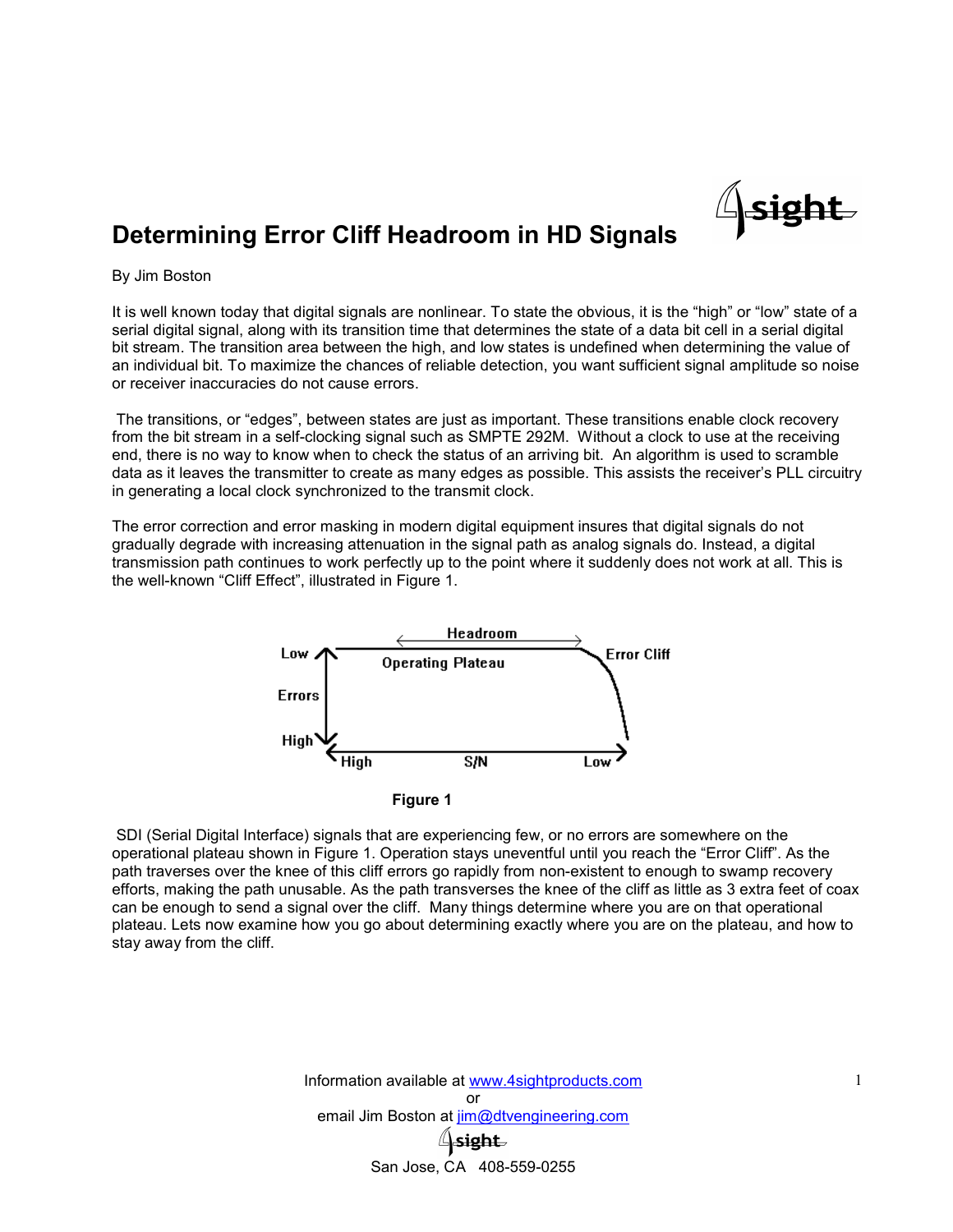# Determining Error Cliff Headroom in HD Signals

By Jim Boston

It is well known today that digital signals are nonlinear. To state the obvious, it is the "high" or "low" state of a serial digital signal, along with its transition time that determines the state of a data bit cell in a serial digital bit stream. The transition area between the high, and low states is undefined when determining the value of an individual bit. To maximize the chances of reliable detection, you want sufficient signal amplitude so noise or receiver inaccuracies do not cause errors.

The transitions, or "edges", between states are just as important. These transitions enable clock recovery from the bit stream in a self-clocking signal such as SMPTE 292M. Without a clock to use at the receiving end, there is no way to know when to check the status of an arriving bit. An algorithm is used to scramble data as it leaves the transmitter to create as many edges as possible. This assists the receiver's PLL circuitry in generating a local clock synchronized to the transmit clock.

The error correction and error masking in modern digital equipment insures that digital signals do not gradually degrade with increasing attenuation in the signal path as analog signals do. Instead, a digital transmission path continues to work perfectly up to the point where it suddenly does not work at all. This is the well-known "Cliff Effect", illustrated in Figure 1.

**Figure 1**

SDI (Serial Digital Interface) signals that are experiencing few, or no errors are somewhere on the operational plateau shown in Figure 1. Operation stays uneventful until you reach the "Error Cliff". As the path traverses over the knee of this cliff errors go rapidly from non-existent to enough to swamp recovery efforts, making the path unusable. As the path transverses the knee of the cliff as little as 3 extra feet of coax can be enough to send a signal over the cliff. Many things determine where you are on that operational plateau. Lets now examine how you go about determining exactly where you are on the plateau, and how to stay away from the cliff.

Information available at www.4sightproducts.com
or
email Jim Boston at jim@dtvengineering.com

San Jose, CA 408-559-0255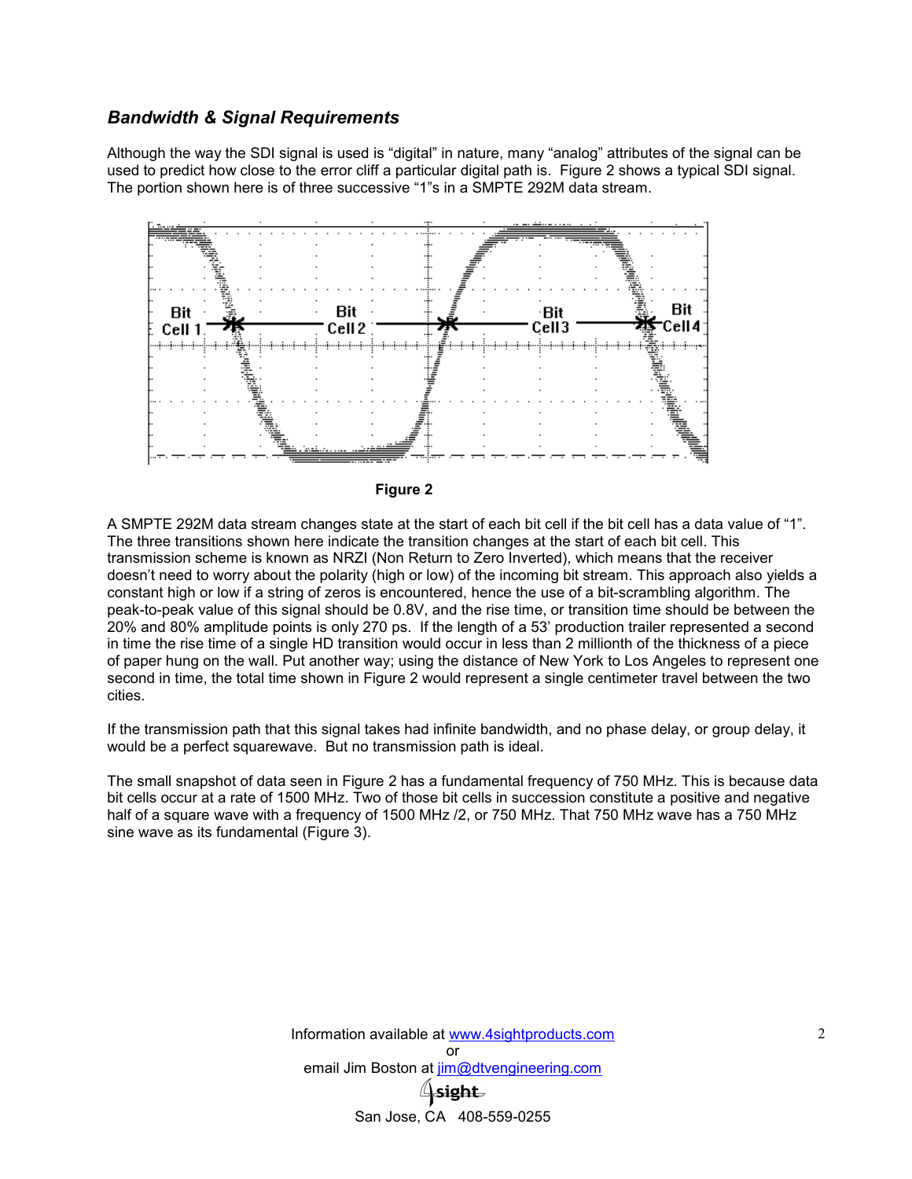### *Bandwidth & Signal Requirements*

Although the way the SDI signal is used is “digital” in nature, many “analog” attributes of the signal can be used to predict how close to the error cliff a particular digital path is. Figure 2 shows a typical SDI signal. The portion shown here is of three successive “1”s in a SMPTE 292M data stream.

Figure 2

A SMPTE 292M data stream changes state at the start of each bit cell if the bit cell has a data value of “1”. The three transitions shown here indicate the transition changes at the start of each bit cell. This transmission scheme is known as NRZI (Non Return to Zero Inverted), which means that the receiver doesn’t need to worry about the polarity (high or low) of the incoming bit stream. This approach also yields a constant high or low if a string of zeros is encountered, hence the use of a bit-scrambling algorithm. The peak-to-peak value of this signal should be 0.8V, and the rise time, or transition time should be between the 20% and 80% amplitude points is only 270 ps. If the length of a 53’ production trailer represented a second in time the rise time of a single HD transition would occur in less than 2 millionth of the thickness of a piece of paper hung on the wall. Put another way; using the distance of New York to Los Angeles to represent one second in time, the total time shown in Figure 2 would represent a single centimeter travel between the two cities.

If the transmission path that this signal takes had infinite bandwidth, and no phase delay, or group delay, it would be a perfect squarewave. But no transmission path is ideal.

The small snapshot of data seen in Figure 2 has a fundamental frequency of 750 MHz. This is because data bit cells occur at a rate of 1500 MHz. Two of those bit cells in succession constitute a positive and negative half of a square wave with a frequency of 1500 MHz /2, or 750 MHz. That 750 MHz wave has a 750 MHz sine wave as its fundamental (Figure 3).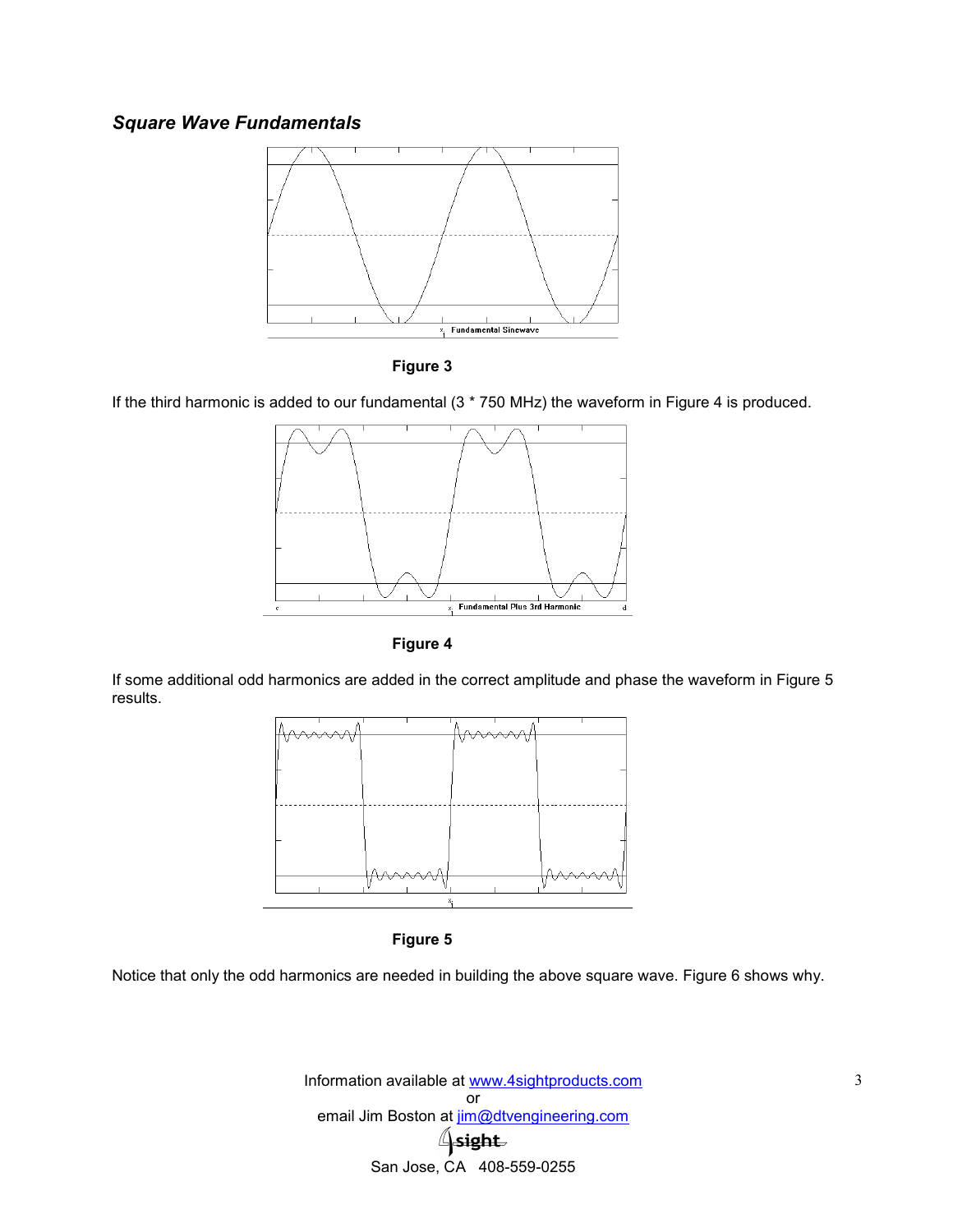## *Square Wave Fundamentals*

**Figure 3**

If the third harmonic is added to our fundamental (3 * 750 MHz) the waveform in Figure 4 is produced.

**Figure 4**

If some additional odd harmonics are added in the correct amplitude and phase the waveform in Figure 5 results.

**Figure 5**

Notice that only the odd harmonics are needed in building the above square wave. Figure 6 shows why.

Information available at www.4sightproducts.com
or
email Jim Boston at jim@dtvengineering.com

San Jose, CA 408-559-0255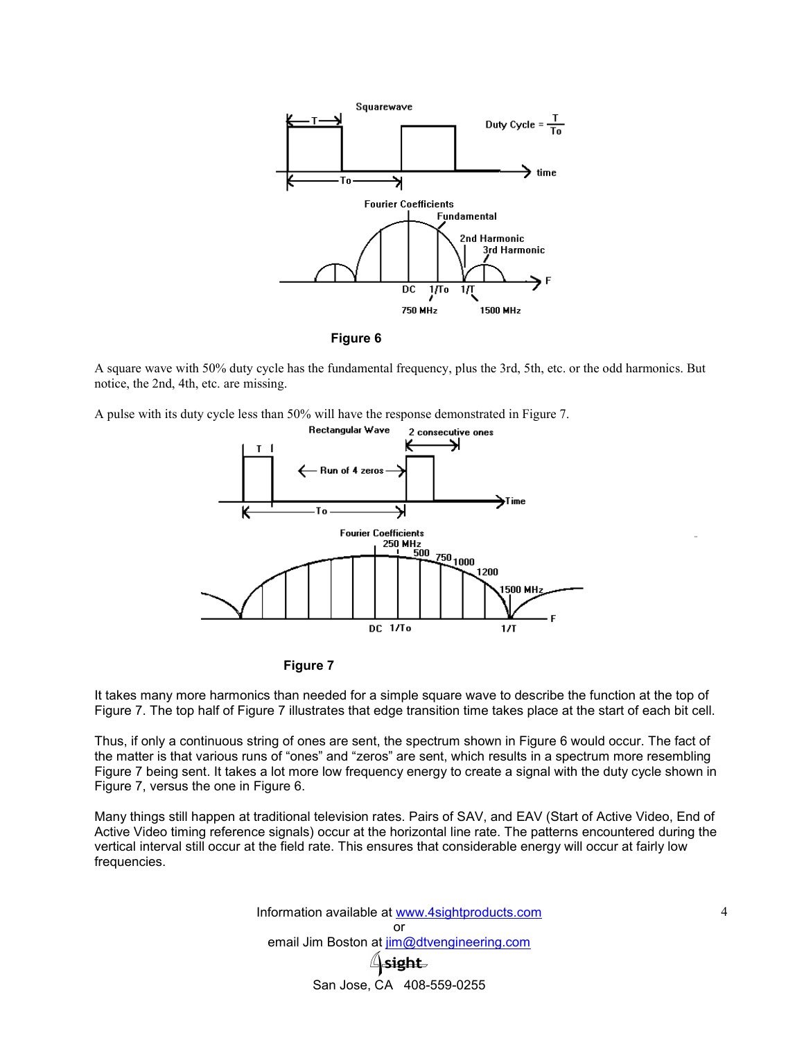Figure 6

A square wave with 50% duty cycle has the fundamental frequency, plus the 3rd, 5th, etc. or the odd harmonics. But notice, the 2nd, 4th, etc. are missing.

A pulse with its duty cycle less than 50% will have the response demonstrated in Figure 7.

Figure 7

It takes many more harmonics than needed for a simple square wave to describe the function at the top of Figure 7. The top half of Figure 7 illustrates that edge transition time takes place at the start of each bit cell.

Thus, if only a continuous string of ones are sent, the spectrum shown in Figure 6 would occur. The fact of the matter is that various runs of "ones" and "zeros" are sent, which results in a spectrum more resembling Figure 7 being sent. It takes a lot more low frequency energy to create a signal with the duty cycle shown in Figure 7, versus the one in Figure 6.

Many things still happen at traditional television rates. Pairs of SAV, and EAV (Start of Active Video, End of Active Video timing reference signals) occur at the horizontal line rate. The patterns encountered during the vertical interval still occur at the field rate. This ensures that considerable energy will occur at fairly low frequencies.

Information available at www.4sightproducts.com
or
email Jim Boston at jim@dtvengineering.com

San Jose, CA 408-559-0255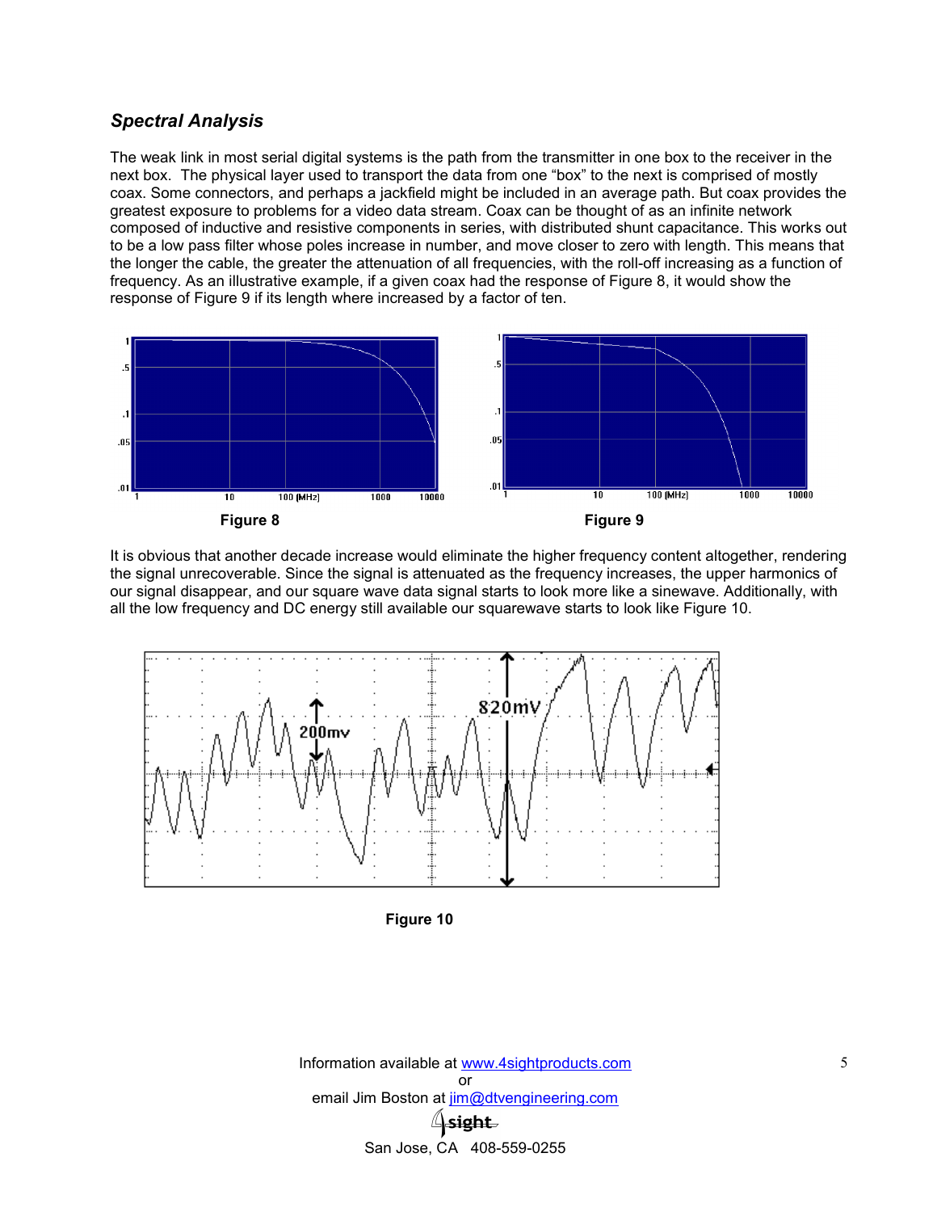### *Spectral Analysis*

The weak link in most serial digital systems is the path from the transmitter in one box to the receiver in the next box. The physical layer used to transport the data from one "box" to the next is comprised of mostly coax. Some connectors, and perhaps a jackfield might be included in an average path. But coax provides the greatest exposure to problems for a video data stream. Coax can be thought of as an infinite network composed of inductive and resistive components in series, with distributed shunt capacitance. This works out to be a low pass filter whose poles increase in number, and move closer to zero with length. This means that the longer the cable, the greater the attenuation of all frequencies, with the roll-off increasing as a function of frequency. As an illustrative example, if a given coax had the response of Figure 8, it would show the response of Figure 9 if its length where increased by a factor of ten.

**Figure 8**

**Figure 9**

It is obvious that another decade increase would eliminate the higher frequency content altogether, rendering the signal unrecoverable. Since the signal is attenuated as the frequency increases, the upper harmonics of our signal disappear, and our square wave data signal starts to look more like a sinewave. Additionally, with all the low frequency and DC energy still available our squarewave starts to look like Figure 10.

**Figure 10**

Information available at www.4sightproducts.com
or
email Jim Boston at jim@dtvengineering.com

San Jose, CA 408-559-0255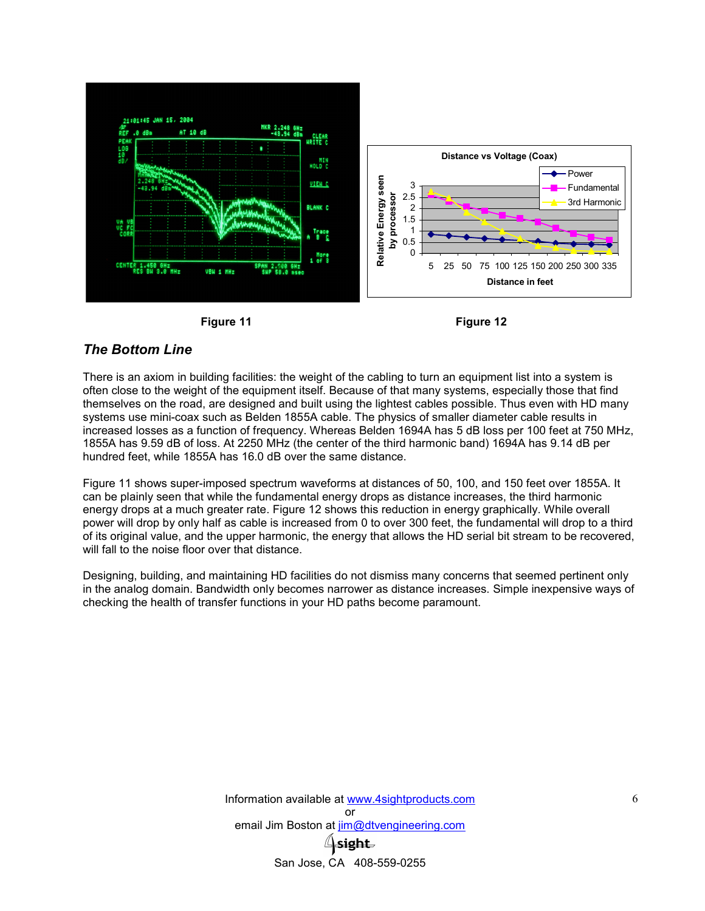Distance vs Voltage (Coax)

Relative Energy seen by processor

3
2.5
2
1.5
1
0.5
0

5 25 50 75 100 125 150 200 250 300 335

Distance in feet

Power
Fundamental
3rd Harmonic

Figure 11

Figure 12

## *The Bottom Line*

There is an axiom in building facilities: the weight of the cabling to turn an equipment list into a system is often close to the weight of the equipment itself. Because of that many systems, especially those that find themselves on the road, are designed and built using the lightest cables possible. Thus even with HD many systems use mini-coax such as Belden 1855A cable. The physics of smaller diameter cable results in increased losses as a function of frequency. Whereas Belden 1694A has 5 dB loss per 100 feet at 750 MHz, 1855A has 9.59 dB of loss. At 2250 MHz (the center of the third harmonic band) 1694A has 9.14 dB per hundred feet, while 1855A has 16.0 dB over the same distance.

Figure 11 shows super-imposed spectrum waveforms at distances of 50, 100, and 150 feet over 1855A. It can be plainly seen that while the fundamental energy drops as distance increases, the third harmonic energy drops at a much greater rate. Figure 12 shows this reduction in energy graphically. While overall power will drop by only half as cable is increased from 0 to over 300 feet, the fundamental will drop to a third of its original value, and the upper harmonic, the energy that allows the HD serial bit stream to be recovered, will fall to the noise floor over that distance.

Designing, building, and maintaining HD facilities do not dismiss many concerns that seemed pertinent only in the analog domain. Bandwidth only becomes narrower as distance increases. Simple inexpensive ways of checking the health of transfer functions in your HD paths become paramount.

Information available at www.4sightproducts.com
or
email Jim Boston at jim@dtvengineering.com

sight

San Jose, CA 408-559-0255